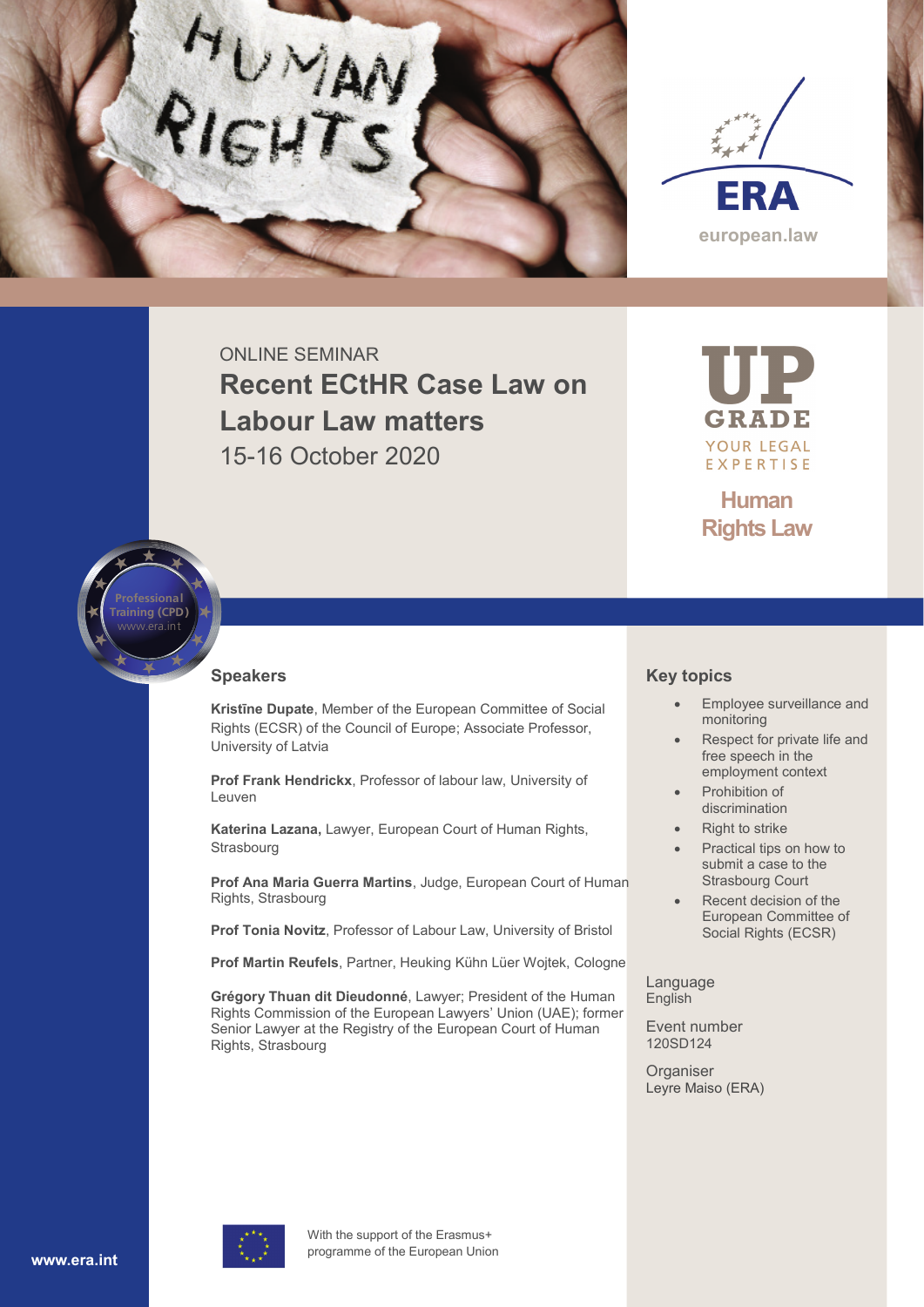ERA

european.law

ONLINE SEMINAR

# Recent ECtHR Case Law on Labour Law matters

15-16 October 2020

UP GRADE YOUR LEGAL EXPERTISE

Human Rights Law

Professional Training (CPD) www.era.int

## Speakers

**Kristīne Dupate**, Member of the European Committee of Social Rights (ECSR) of the Council of Europe; Associate Professor, University of Latvia

**Prof Frank Hendrickx**, Professor of labour law, University of Leuven

**Katerina Lazana,** Lawyer, European Court of Human Rights, Strasbourg

**Prof Ana Maria Guerra Martins**, Judge, European Court of Human Rights, Strasbourg

**Prof Tonia Novitz**, Professor of Labour Law, University of Bristol

**Prof Martin Reufels**, Partner, Heuking Kühn Lüer Wojtek, Cologne

**Grégory Thuan dit Dieudonné**, Lawyer; President of the Human Rights Commission of the European Lawyers' Union (UAE); former Senior Lawyer at the Registry of the European Court of Human Rights, Strasbourg

## Key topics

- Employee surveillance and monitoring
- Respect for private life and free speech in the employment context
- Prohibition of discrimination
- Right to strike
- Practical tips on how to submit a case to the Strasbourg Court
- Recent decision of the European Committee of Social Rights (ECSR)

Language
English

Event number
120SD124

Organiser
Leyre Maiso (ERA)

With the support of the Erasmus+ programme of the European Union

www.era.int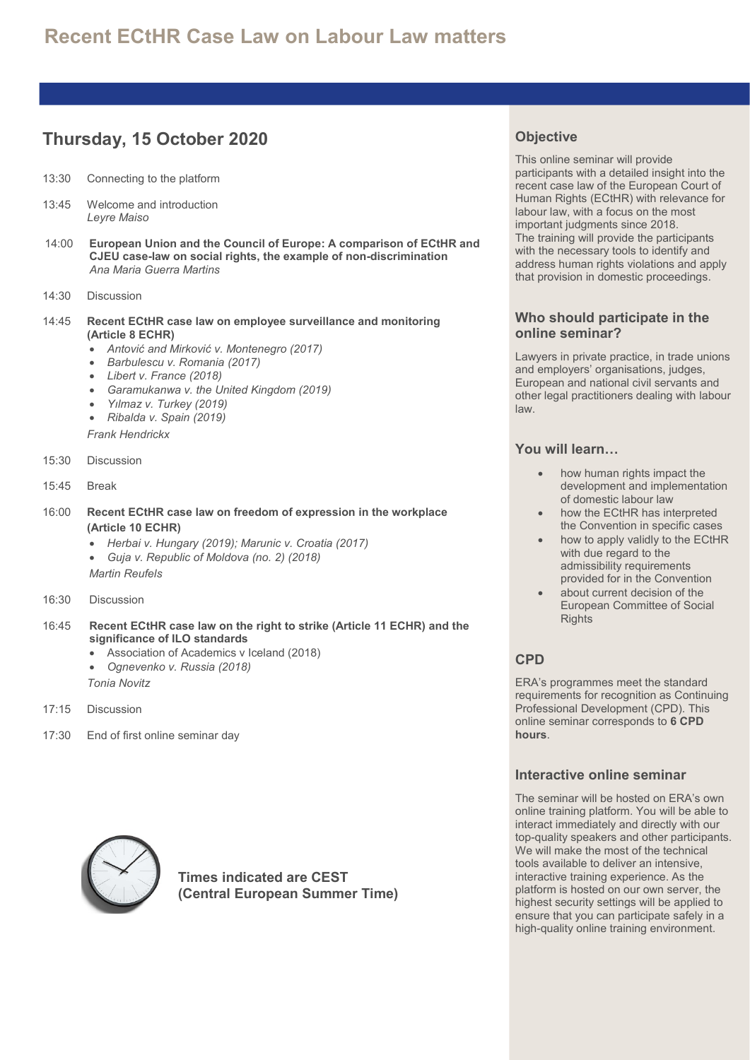# Recent ECtHR Case Law on Labour Law matters

## Thursday, 15 October 2020

13:30 Connecting to the platform

13:45 Welcome and introduction
*Leyre Maiso*

14:00 **European Union and the Council of Europe: A comparison of ECtHR and CJEU case-law on social rights, the example of non-discrimination**
*Ana Maria Guerra Martins*

14:30 Discussion

14:45 **Recent ECtHR case law on employee surveillance and monitoring (Article 8 ECHR)**

- *Antović and Mirković v. Montenegro (2017)*
- *Barbulescu v. Romania (2017)*
- *Libert v. France (2018)*
- *Garamukanwa v. the United Kingdom (2019)*
- *Yılmaz v. Turkey (2019)*
- *Ribalda v. Spain (2019)*

*Frank Hendrickx*

15:30 Discussion

15:45 Break

16:00 **Recent ECtHR case law on freedom of expression in the workplace (Article 10 ECHR)**

- *Herbai v. Hungary (2019); Marunic v. Croatia (2017)*
- *Guja v. Republic of Moldova (no. 2) (2018)*

*Martin Reufels*

16:30 Discussion

16:45 **Recent ECtHR case law on the right to strike (Article 11 ECHR) and the significance of ILO standards**

- Association of Academics v Iceland (2018)
- *Ognevenko v. Russia (2018)*

*Tonia Novitz*

17:15 Discussion

17:30 End of first online seminar day

**Times indicated are CEST (Central European Summer Time)**

### Objective

This online seminar will provide participants with a detailed insight into the recent case law of the European Court of Human Rights (ECtHR) with relevance for labour law, with a focus on the most important judgments since 2018.
The training will provide the participants with the necessary tools to identify and address human rights violations and apply that provision in domestic proceedings.

### Who should participate in the online seminar?

Lawyers in private practice, in trade unions and employers' organisations, judges, European and national civil servants and other legal practitioners dealing with labour law.

### You will learn…

- how human rights impact the development and implementation of domestic labour law
- how the ECtHR has interpreted the Convention in specific cases
- how to apply validly to the ECtHR with due regard to the admissibility requirements provided for in the Convention
- about current decision of the European Committee of Social Rights

### CPD

ERA's programmes meet the standard requirements for recognition as Continuing Professional Development (CPD). This online seminar corresponds to **6 CPD hours**.

### Interactive online seminar

The seminar will be hosted on ERA's own online training platform. You will be able to interact immediately and directly with our top-quality speakers and other participants. We will make the most of the technical tools available to deliver an intensive, interactive training experience. As the platform is hosted on our own server, the highest security settings will be applied to ensure that you can participate safely in a high-quality online training environment.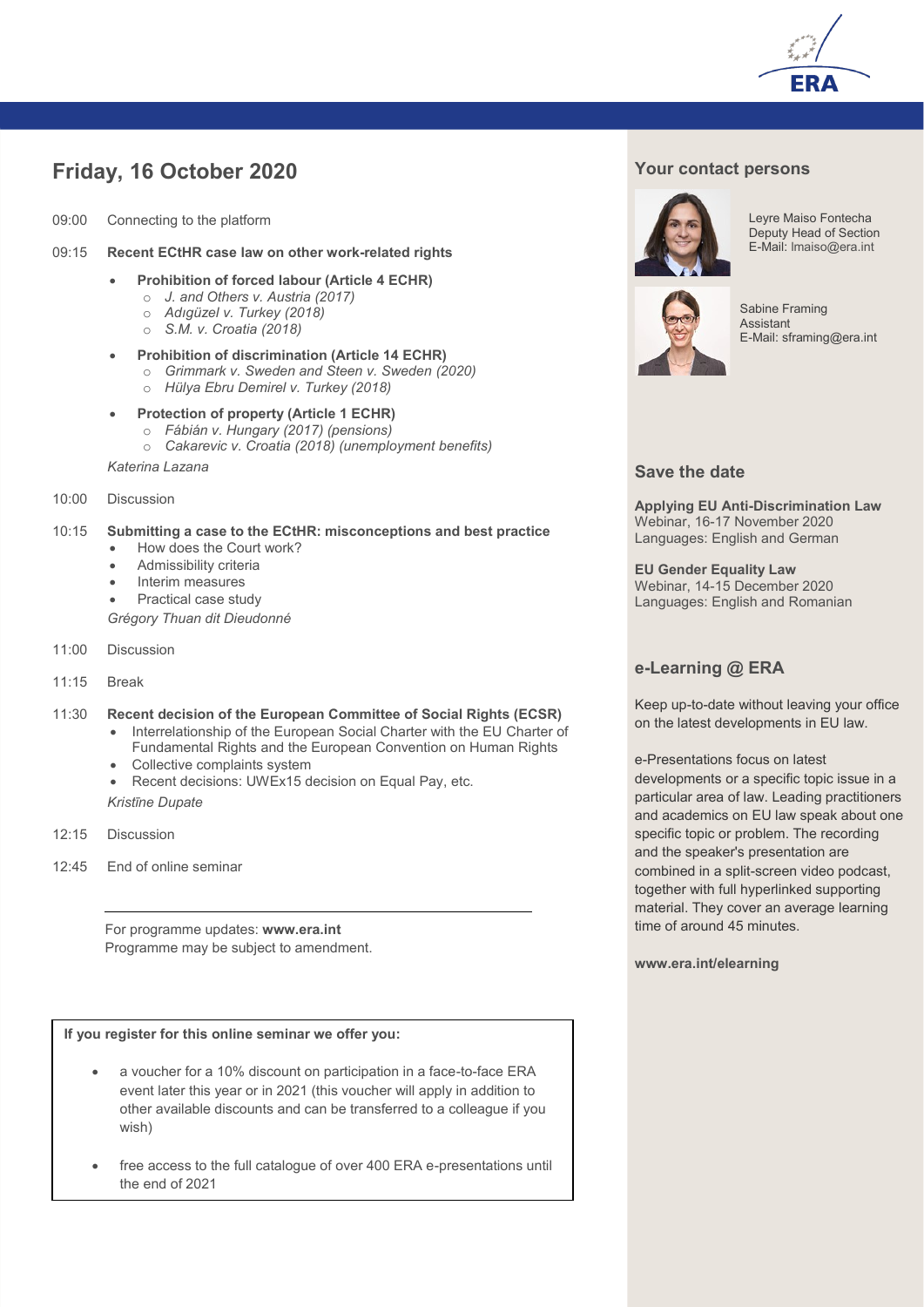## Friday, 16 October 2020

09:00 Connecting to the platform

09:15 **Recent ECtHR case law on other work-related rights**

- **Prohibition of forced labour (Article 4 ECHR)**
  - *J. and Others v. Austria (2017)*
  - *Adıgüzel v. Turkey (2018)*
  - *S.M. v. Croatia (2018)*
- **Prohibition of discrimination (Article 14 ECHR)**
  - *Grimmark v. Sweden and Steen v. Sweden (2020)*
  - *Hülya Ebru Demirel v. Turkey (2018)*
- **Protection of property (Article 1 ECHR)**
  - *Fábián v. Hungary (2017) (pensions)*
  - *Cakarevic v. Croatia (2018) (unemployment benefits)*

*Katerina Lazana*

10:00 Discussion

10:15 **Submitting a case to the ECtHR: misconceptions and best practice**

- How does the Court work?
- Admissibility criteria
- Interim measures
- Practical case study

*Grégory Thuan dit Dieudonné*

11:00 Discussion

11:15 Break

11:30 **Recent decision of the European Committee of Social Rights (ECSR)**

- Interrelationship of the European Social Charter with the EU Charter of Fundamental Rights and the European Convention on Human Rights
- Collective complaints system
- Recent decisions: UWEx15 decision on Equal Pay, etc.

*Kristīne Dupate*

12:15 Discussion

12:45 End of online seminar

---

For programme updates: **www.era.int**
Programme may be subject to amendment.

**If you register for this online seminar we offer you:**

- a voucher for a 10% discount on participation in a face-to-face ERA event later this year or in 2021 (this voucher will apply in addition to other available discounts and can be transferred to a colleague if you wish)
- free access to the full catalogue of over 400 ERA e-presentations until the end of 2021

## Your contact persons

Leyre Maiso Fontecha
Deputy Head of Section
E-Mail: lmaiso@era.int

Sabine Framing
Assistant
E-Mail: sframing@era.int

## Save the date

**Applying EU Anti-Discrimination Law**
Webinar, 16-17 November 2020
Languages: English and German

**EU Gender Equality Law**
Webinar, 14-15 December 2020
Languages: English and Romanian

## e-Learning @ ERA

Keep up-to-date without leaving your office on the latest developments in EU law.

e-Presentations focus on latest developments or a specific topic issue in a particular area of law. Leading practitioners and academics on EU law speak about one specific topic or problem. The recording and the speaker's presentation are combined in a split-screen video podcast, together with full hyperlinked supporting material. They cover an average learning time of around 45 minutes.

**www.era.int/elearning**